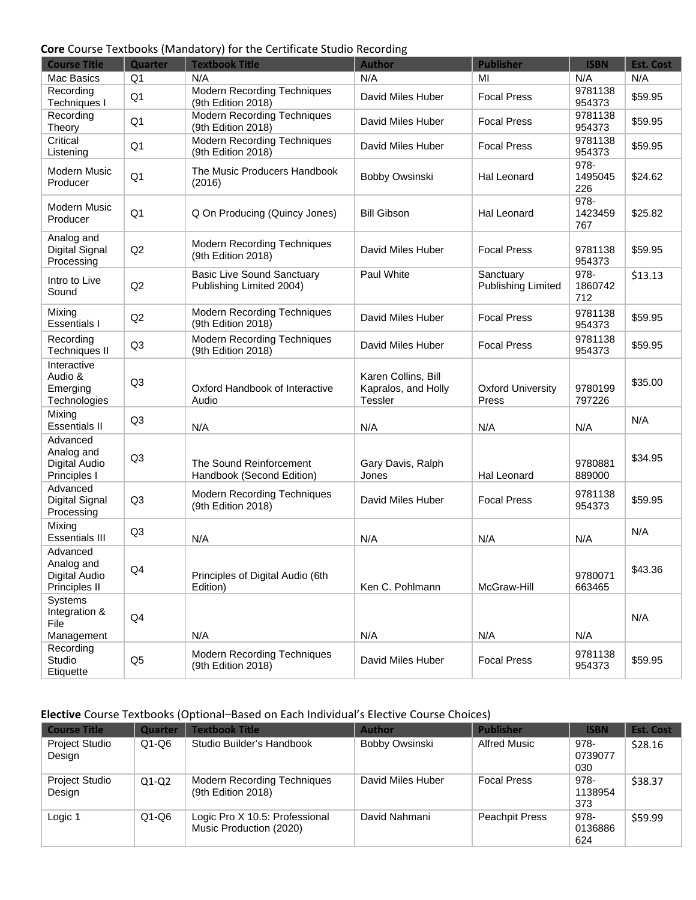**Core** Course Textbooks (Mandatory) for the Certificate Studio Recording

| Course Title | Quarter | Textbook Title | Author | Publisher | ISBN | Est. Cost |
|---|---|---|---|---|---|---|
| Mac Basics | Q1 | N/A | N/A | MI | N/A | N/A |
| Recording Techniques I | Q1 | Modern Recording Techniques (9th Edition 2018) | David Miles Huber | Focal Press | 9781138954373 | $59.95 |
| Recording Theory | Q1 | Modern Recording Techniques (9th Edition 2018) | David Miles Huber | Focal Press | 9781138954373 | $59.95 |
| Critical Listening | Q1 | Modern Recording Techniques (9th Edition 2018) | David Miles Huber | Focal Press | 9781138954373 | $59.95 |
| Modern Music Producer | Q1 | The Music Producers Handbook (2016) | Bobby Owsinski | Hal Leonard | 978-1495045226 | $24.62 |
| Modern Music Producer | Q1 | Q On Producing (Quincy Jones) | Bill Gibson | Hal Leonard | 978-1423459767 | $25.82 |
| Analog and Digital Signal Processing | Q2 | Modern Recording Techniques (9th Edition 2018) | David Miles Huber | Focal Press | 9781138954373 | $59.95 |
| Intro to Live Sound | Q2 | Basic Live Sound Sanctuary Publishing Limited 2004) | Paul White | Sanctuary Publishing Limited | 978-1860742712 | $13.13 |
| Mixing Essentials I | Q2 | Modern Recording Techniques (9th Edition 2018) | David Miles Huber | Focal Press | 9781138954373 | $59.95 |
| Recording Techniques II | Q3 | Modern Recording Techniques (9th Edition 2018) | David Miles Huber | Focal Press | 9781138954373 | $59.95 |
| Interactive Audio & Emerging Technologies | Q3 | Oxford Handbook of Interactive Audio | Karen Collins, Bill Kapralos, and Holly Tessler | Oxford University Press | 9780199797226 | $35.00 |
| Mixing Essentials II | Q3 | N/A | N/A | N/A | N/A | N/A |
| Advanced Analog and Digital Audio Principles I | Q3 | The Sound Reinforcement Handbook (Second Edition) | Gary Davis, Ralph Jones | Hal Leonard | 9780881889000 | $34.95 |
| Advanced Digital Signal Processing | Q3 | Modern Recording Techniques (9th Edition 2018) | David Miles Huber | Focal Press | 9781138954373 | $59.95 |
| Mixing Essentials III | Q3 | N/A | N/A | N/A | N/A | N/A |
| Advanced Analog and Digital Audio Principles II | Q4 | Principles of Digital Audio (6th Edition) | Ken C. Pohlmann | McGraw-Hill | 9780071663465 | $43.36 |
| Systems Integration & File Management | Q4 | N/A | N/A | N/A | N/A | N/A |
| Recording Studio Etiquette | Q5 | Modern Recording Techniques (9th Edition 2018) | David Miles Huber | Focal Press | 9781138954373 | $59.95 |

**Elective** Course Textbooks (Optional–Based on Each Individual's Elective Course Choices)

| Course Title | Quarter | Textbook Title | Author | Publisher | ISBN | Est. Cost |
|---|---|---|---|---|---|---|
| Project Studio Design | Q1-Q6 | Studio Builder's Handbook | Bobby Owsinski | Alfred Music | 978-0739077030 | $28.16 |
| Project Studio Design | Q1-Q2 | Modern Recording Techniques (9th Edition 2018) | David Miles Huber | Focal Press | 978-1138954373 | $38.37 |
| Logic 1 | Q1-Q6 | Logic Pro X 10.5: Professional Music Production (2020) | David Nahmani | Peachpit Press | 978-0136886624 | $59.99 |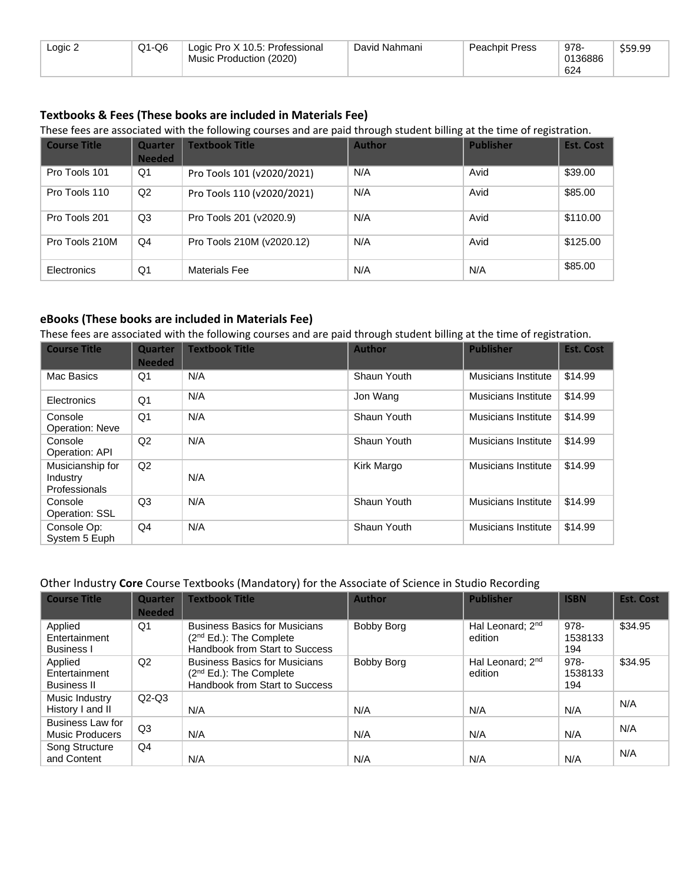| | | | | | | |
|---|---|---|---|---|---|---|
| Logic 2 | Q1-Q6 | Logic Pro X 10.5: Professional Music Production (2020) | David Nahmani | Peachpit Press | 978-0136886624 | $59.99 |

**Textbooks & Fees (These books are included in Materials Fee)**

These fees are associated with the following courses and are paid through student billing at the time of registration.

| Course Title | Quarter Needed | Textbook Title | Author | Publisher | Est. Cost |
|---|---|---|---|---|---|
| Pro Tools 101 | Q1 | Pro Tools 101 (v2020/2021) | N/A | Avid | $39.00 |
| Pro Tools 110 | Q2 | Pro Tools 110 (v2020/2021) | N/A | Avid | $85.00 |
| Pro Tools 201 | Q3 | Pro Tools 201 (v2020.9) | N/A | Avid | $110.00 |
| Pro Tools 210M | Q4 | Pro Tools 210M (v2020.12) | N/A | Avid | $125.00 |
| Electronics | Q1 | Materials Fee | N/A | N/A | $85.00 |

**eBooks (These books are included in Materials Fee)**

These fees are associated with the following courses and are paid through student billing at the time of registration.

| Course Title | Quarter Needed | Textbook Title | Author | Publisher | Est. Cost |
|---|---|---|---|---|---|
| Mac Basics | Q1 | N/A | Shaun Youth | Musicians Institute | $14.99 |
| Electronics | Q1 | N/A | Jon Wang | Musicians Institute | $14.99 |
| Console Operation: Neve | Q1 | N/A | Shaun Youth | Musicians Institute | $14.99 |
| Console Operation: API | Q2 | N/A | Shaun Youth | Musicians Institute | $14.99 |
| Musicianship for Industry Professionals | Q2 | N/A | Kirk Margo | Musicians Institute | $14.99 |
| Console Operation: SSL | Q3 | N/A | Shaun Youth | Musicians Institute | $14.99 |
| Console Op: System 5 Euph | Q4 | N/A | Shaun Youth | Musicians Institute | $14.99 |

Other Industry **Core** Course Textbooks (Mandatory) for the Associate of Science in Studio Recording

| Course Title | Quarter Needed | Textbook Title | Author | Publisher | ISBN | Est. Cost |
|---|---|---|---|---|---|---|
| Applied Entertainment Business I | Q1 | Business Basics for Musicians (2nd Ed.): The Complete Handbook from Start to Success | Bobby Borg | Hal Leonard; 2nd edition | 978-1538133194 | $34.95 |
| Applied Entertainment Business II | Q2 | Business Basics for Musicians (2nd Ed.): The Complete Handbook from Start to Success | Bobby Borg | Hal Leonard; 2nd edition | 978-1538133194 | $34.95 |
| Music Industry History I and II | Q2-Q3 | N/A | N/A | N/A | N/A | N/A |
| Business Law for Music Producers | Q3 | N/A | N/A | N/A | N/A | N/A |
| Song Structure and Content | Q4 | N/A | N/A | N/A | N/A | N/A |